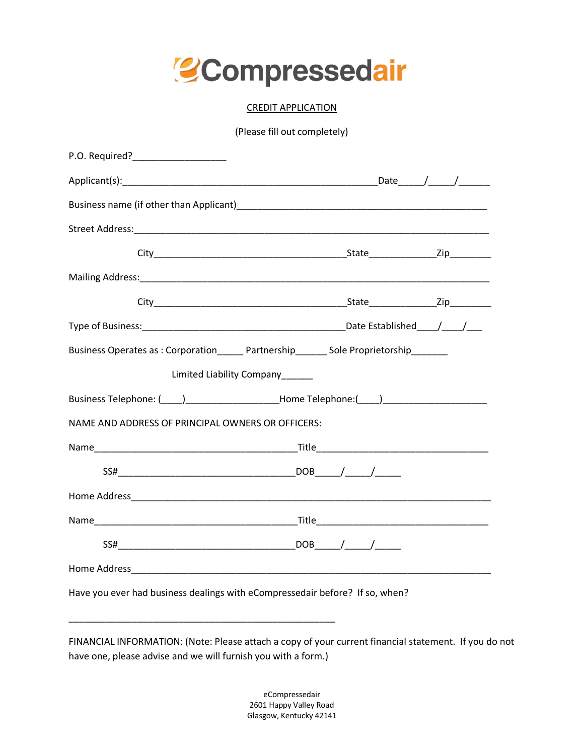# eCompressedair

CREDIT APPLICATION

(Please fill out completely)

P.O. Required?__________________

Applicant(s):__________________________________________________Date_____/_____/______

Business name (if other than Applicant)________________________________________________

Street Address:______________________________________________________________________

City____________________________________State_____________Zip________

Mailing Address:____________________________________________________________________

City____________________________________State_____________Zip________

Type of Business:_______________________________________Date Established____/____/___

Business Operates as : Corporation_____ Partnership______ Sole Proprietorship_______

Limited Liability Company______

Business Telephone: (____)_________________Home Telephone:(____)____________________

NAME AND ADDRESS OF PRINCIPAL OWNERS OR OFFICERS:

Name_______________________________________Title_________________________________

SS#__________________________________DOB_____/_____/_____

Home Address_______________________________________________________________________

Name_______________________________________Title_________________________________

SS#__________________________________DOB_____/_____/_____

Home Address_______________________________________________________________________

Have you ever had business dealings with eCompressedair before? If so, when?

____________________________________________________

FINANCIAL INFORMATION: (Note: Please attach a copy of your current financial statement. If you do not have one, please advise and we will furnish you with a form.)

eCompressedair
2601 Happy Valley Road
Glasgow, Kentucky 42141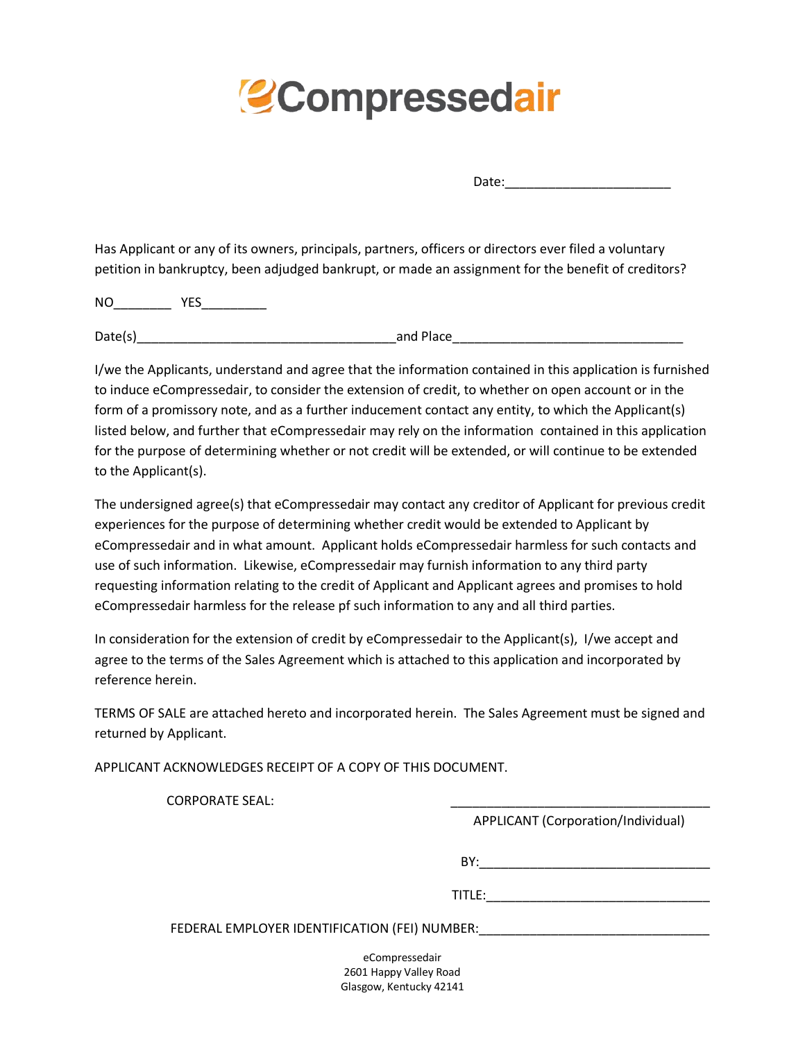# eCompressedair

Date:______________________

Has Applicant or any of its owners, principals, partners, officers or directors ever filed a voluntary petition in bankruptcy, been adjudged bankrupt, or made an assignment for the benefit of creditors?

NO________ YES_________

Date(s)____________________________________and Place________________________________

I/we the Applicants, understand and agree that the information contained in this application is furnished to induce eCompressedair, to consider the extension of credit, to whether on open account or in the form of a promissory note, and as a further inducement contact any entity, to which the Applicant(s) listed below, and further that eCompressedair may rely on the information contained in this application for the purpose of determining whether or not credit will be extended, or will continue to be extended to the Applicant(s).

The undersigned agree(s) that eCompressedair may contact any creditor of Applicant for previous credit experiences for the purpose of determining whether credit would be extended to Applicant by eCompressedair and in what amount. Applicant holds eCompressedair harmless for such contacts and use of such information. Likewise, eCompressedair may furnish information to any third party requesting information relating to the credit of Applicant and Applicant agrees and promises to hold eCompressedair harmless for the release pf such information to any and all third parties.

In consideration for the extension of credit by eCompressedair to the Applicant(s), I/we accept and agree to the terms of the Sales Agreement which is attached to this application and incorporated by reference herein.

TERMS OF SALE are attached hereto and incorporated herein. The Sales Agreement must be signed and returned by Applicant.

APPLICANT ACKNOWLEDGES RECEIPT OF A COPY OF THIS DOCUMENT.

CORPORATE SEAL: ____________________________________

APPLICANT (Corporation/Individual)

BY:________________________________

TITLE:______________________________

FEDERAL EMPLOYER IDENTIFICATION (FEI) NUMBER:________________________________

eCompressedair
2601 Happy Valley Road
Glasgow, Kentucky 42141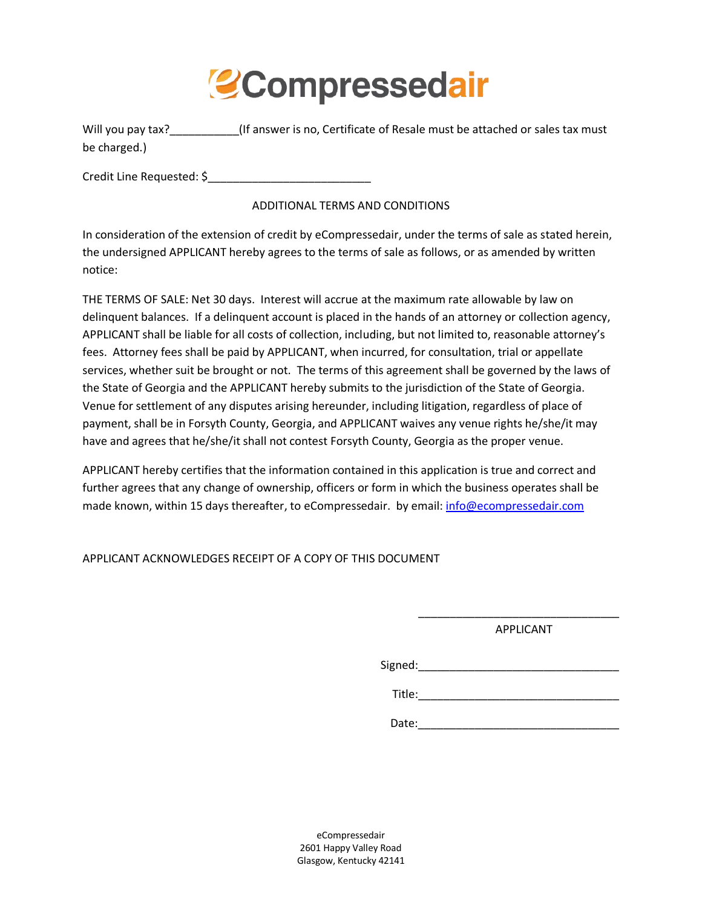# eCompressedair

Will you pay tax?___________(If answer is no, Certificate of Resale must be attached or sales tax must be charged.)

Credit Line Requested: $__________________________

ADDITIONAL TERMS AND CONDITIONS

In consideration of the extension of credit by eCompressedair, under the terms of sale as stated herein, the undersigned APPLICANT hereby agrees to the terms of sale as follows, or as amended by written notice:

THE TERMS OF SALE: Net 30 days. Interest will accrue at the maximum rate allowable by law on delinquent balances. If a delinquent account is placed in the hands of an attorney or collection agency, APPLICANT shall be liable for all costs of collection, including, but not limited to, reasonable attorney's fees. Attorney fees shall be paid by APPLICANT, when incurred, for consultation, trial or appellate services, whether suit be brought or not. The terms of this agreement shall be governed by the laws of the State of Georgia and the APPLICANT hereby submits to the jurisdiction of the State of Georgia. Venue for settlement of any disputes arising hereunder, including litigation, regardless of place of payment, shall be in Forsyth County, Georgia, and APPLICANT waives any venue rights he/she/it may have and agrees that he/she/it shall not contest Forsyth County, Georgia as the proper venue.

APPLICANT hereby certifies that the information contained in this application is true and correct and further agrees that any change of ownership, officers or form in which the business operates shall be made known, within 15 days thereafter, to eCompressedair. by email: info@ecompressedair.com

APPLICANT ACKNOWLEDGES RECEIPT OF A COPY OF THIS DOCUMENT

________________________________

APPLICANT

Signed:________________________________

Title:________________________________

Date:________________________________

eCompressedair
2601 Happy Valley Road
Glasgow, Kentucky 42141